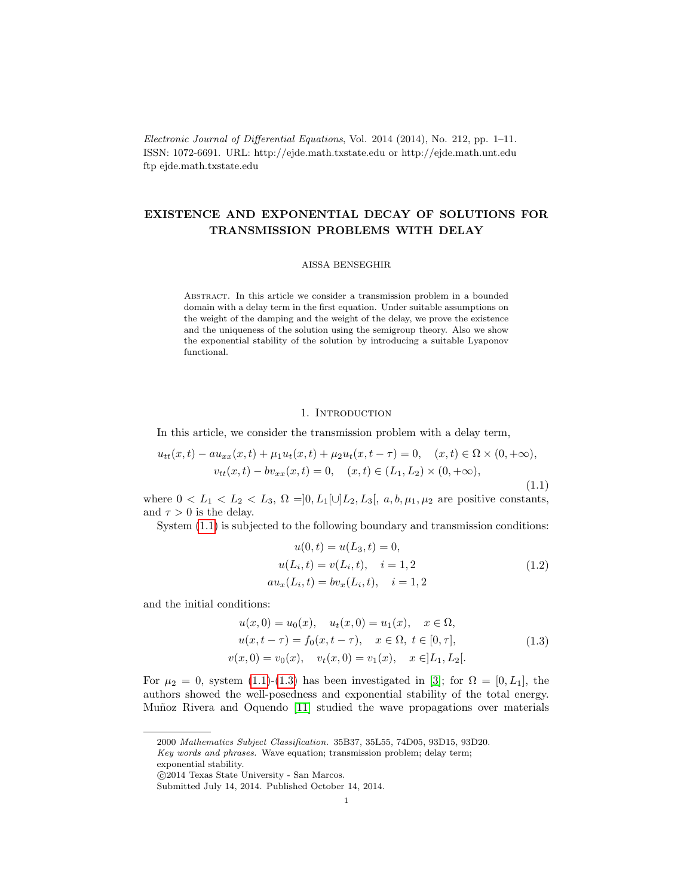# EXISTENCE AND EXPONENTIAL DECAY OF SOLUTIONS FOR TRANSMISSION PROBLEMS WITH DELAY

AISSA BENSEGHIR

Abstract. In this article we consider a transmission problem in a bounded domain with a delay term in the first equation. Under suitable assumptions on the weight of the damping and the weight of the delay, we prove the existence and the uniqueness of the solution using the semigroup theory. Also we show the exponential stability of the solution by introducing a suitable Lyaponov functional.

## 1. Introduction

In this article, we consider the transmission problem with a delay term,

$$
\begin{gathered}
u_{tt}(x,t) - au_{xx}(x,t) + \mu_1 u_t(x,t) + \mu_2 u_t(x,t-\tau) = 0, \quad (x,t) \in \Omega \times (0,+\infty), \\
v_{tt}(x,t) - bv_{xx}(x,t) = 0, \quad (x,t) \in (L_1, L_2) \times (0,+\infty),
\end{gathered}
\tag{1.1}
$$

where $0 < L_1 < L_2 < L_3$, $\Omega = ]0, L_1[\cup]L_2, L_3[$, $a, b, \mu_1, \mu_2$ are positive constants, and $\tau > 0$ is the delay.

System (1.1) is subjected to the following boundary and transmission conditions:

$$
\begin{gathered}
u(0,t) = u(L_3,t) = 0, \\
u(L_i,t) = v(L_i,t), \quad i = 1,2 \\
au_x(L_i,t) = bv_x(L_i,t), \quad i = 1,2
\end{gathered}
\tag{1.2}
$$

and the initial conditions:

$$
\begin{gathered}
u(x,0) = u_0(x), \quad u_t(x,0) = u_1(x), \quad x \in \Omega, \\
u(x,t-\tau) = f_0(x,t-\tau), \quad x \in \Omega, \ t \in [0,\tau], \\
v(x,0) = v_0(x), \quad v_t(x,0) = v_1(x), \quad x \in ]L_1, L_2[.
\end{gathered}
\tag{1.3}
$$

For $\mu_2 = 0$, system (1.1)-(1.3) has been investigated in [3]; for $\Omega = [0, L_1]$, the authors showed the well-posedness and exponential stability of the total energy. Muñoz Rivera and Oquendo [11] studied the wave propagations over materials

---

2000 *Mathematics Subject Classification.* 35B37, 35L55, 74D05, 93D15, 93D20.
*Key words and phrases.* Wave equation; transmission problem; delay term; exponential stability.
©2014 Texas State University - San Marcos.
Submitted July 14, 2014. Published October 14, 2014.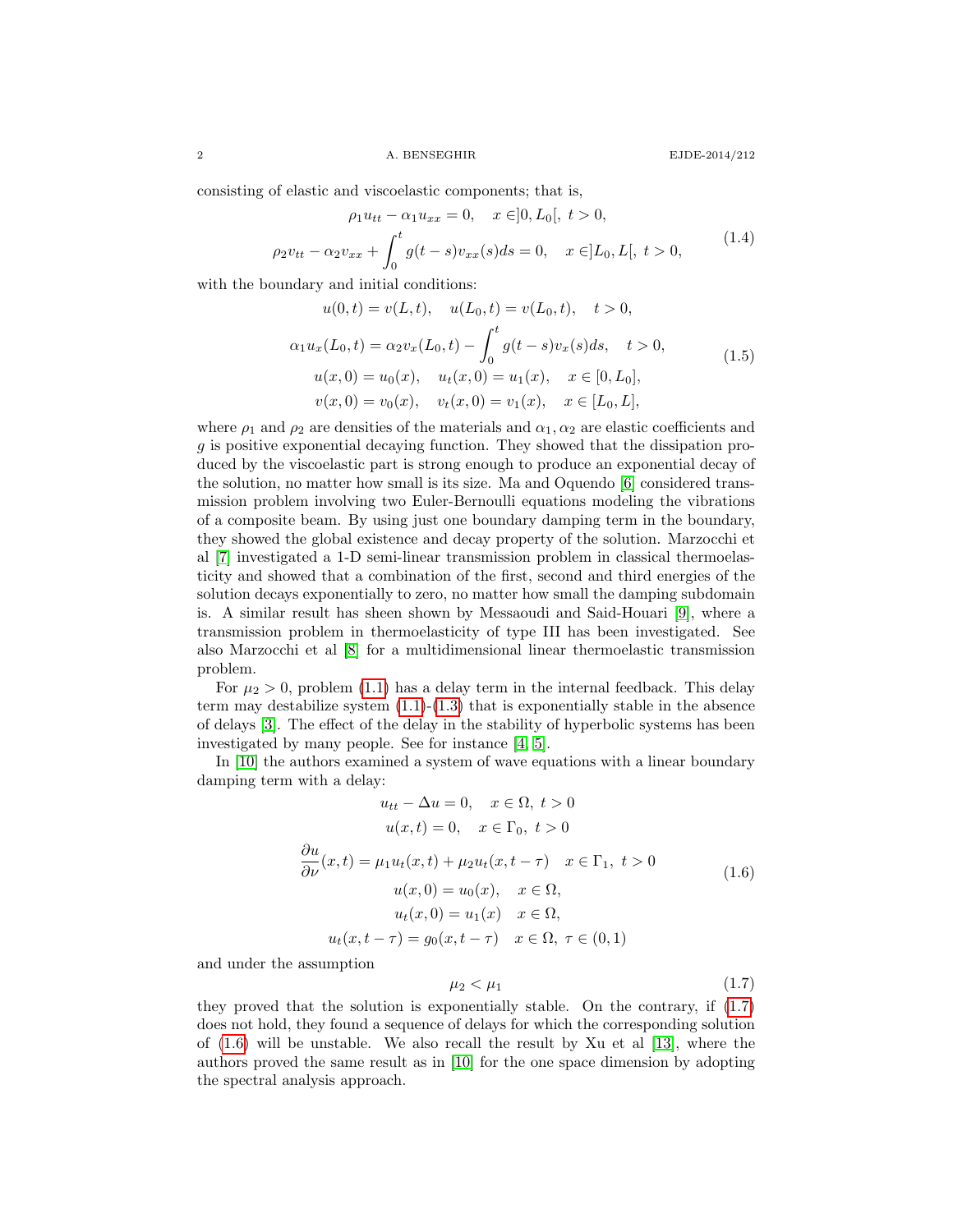consisting of elastic and viscoelastic components; that is,

$$
\begin{gathered}
\rho_1 u_{tt} - \alpha_1 u_{xx} = 0, \quad x \in ]0, L_0[, \ t > 0, \\
\rho_2 v_{tt} - \alpha_2 v_{xx} + \int_0^t g(t-s) v_{xx}(s) ds = 0, \quad x \in ]L_0, L[, \ t > 0,
\end{gathered}
\tag{1.4}
$$

with the boundary and initial conditions:

$$
\begin{gathered}
u(0,t) = v(L,t), \quad u(L_0,t) = v(L_0,t), \quad t > 0, \\
\alpha_1 u_x(L_0,t) = \alpha_2 v_x(L_0,t) - \int_0^t g(t-s) v_x(s) ds, \quad t > 0, \\
u(x,0) = u_0(x), \quad u_t(x,0) = u_1(x), \quad x \in [0, L_0], \\
v(x,0) = v_0(x), \quad v_t(x,0) = v_1(x), \quad x \in [L_0, L],
\end{gathered}
\tag{1.5}
$$

where $\rho_1$ and $\rho_2$ are densities of the materials and $\alpha_1, \alpha_2$ are elastic coefficients and $g$ is positive exponential decaying function. They showed that the dissipation produced by the viscoelastic part is strong enough to produce an exponential decay of the solution, no matter how small is its size. Ma and Oquendo [6] considered transmission problem involving two Euler-Bernoulli equations modeling the vibrations of a composite beam. By using just one boundary damping term in the boundary, they showed the global existence and decay property of the solution. Marzocchi et al [7] investigated a 1-D semi-linear transmission problem in classical thermoelasticity and showed that a combination of the first, second and third energies of the solution decays exponentially to zero, no matter how small the damping subdomain is. A similar result has sheen shown by Messaoudi and Said-Houari [9], where a transmission problem in thermoelasticity of type III has been investigated. See also Marzocchi et al [8] for a multidimensional linear thermoelastic transmission problem.

For $\mu_2 > 0$, problem (1.1) has a delay term in the internal feedback. This delay term may destabilize system (1.1)-(1.3) that is exponentially stable in the absence of delays [3]. The effect of the delay in the stability of hyperbolic systems has been investigated by many people. See for instance [4, 5].

In [10] the authors examined a system of wave equations with a linear boundary damping term with a delay:

$$
\begin{gathered}
u_{tt} - \Delta u = 0, \quad x \in \Omega, \ t > 0 \\
u(x,t) = 0, \quad x \in \Gamma_0, \ t > 0 \\
\frac{\partial u}{\partial \nu}(x,t) = \mu_1 u_t(x,t) + \mu_2 u_t(x, t-\tau) \quad x \in \Gamma_1, \ t > 0 \\
u(x,0) = u_0(x), \quad x \in \Omega, \\
u_t(x,0) = u_1(x) \quad x \in \Omega, \\
u_t(x, t-\tau) = g_0(x, t-\tau) \quad x \in \Omega, \ \tau \in (0,1)
\end{gathered}
\tag{1.6}
$$

and under the assumption

$$
\mu_2 < \mu_1 \tag{1.7}
$$

they proved that the solution is exponentially stable. On the contrary, if (1.7) does not hold, they found a sequence of delays for which the corresponding solution of (1.6) will be unstable. We also recall the result by Xu et al [13], where the authors proved the same result as in [10] for the one space dimension by adopting the spectral analysis approach.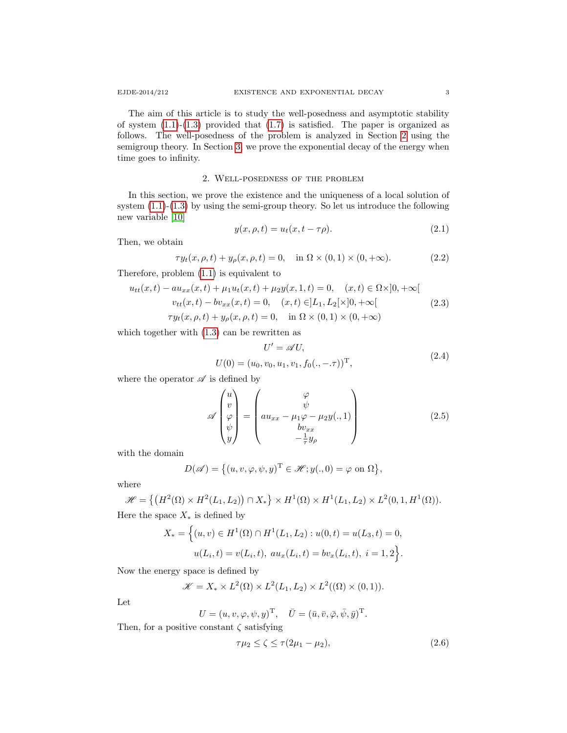The aim of this article is to study the well-posedness and asymptotic stability of system (1.1)-(1.3) provided that (1.7) is satisfied. The paper is organized as follows. The well-posedness of the problem is analyzed in Section 2 using the semigroup theory. In Section 3, we prove the exponential decay of the energy when time goes to infinity.

## 2. Well-posedness of the problem

In this section, we prove the existence and the uniqueness of a local solution of system (1.1)-(1.3) by using the semi-group theory. So let us introduce the following new variable [10]

$$y(x,\rho,t) = u_t(x, t - \tau\rho). \tag{2.1}$$

Then, we obtain

$$\tau y_t(x,\rho,t) + y_\rho(x,\rho,t) = 0, \quad \text{in } \Omega \times (0,1) \times (0,+\infty). \tag{2.2}$$

Therefore, problem (1.1) is equivalent to

$$\begin{gathered} u_{tt}(x,t) - a u_{xx}(x,t) + \mu_1 u_t(x,t) + \mu_2 y(x,1,t) = 0, \quad (x,t) \in \Omega \times ]0,+\infty[ \\ v_{tt}(x,t) - b v_{xx}(x,t) = 0, \quad (x,t) \in ]L_1, L_2[ \times ]0,+\infty[ \\ \tau y_t(x,\rho,t) + y_\rho(x,\rho,t) = 0, \quad \text{in } \Omega \times (0,1) \times (0,+\infty) \end{gathered} \tag{2.3}$$

which together with (1.3) can be rewritten as

$$\begin{gathered} U' = \mathscr{A} U, \\ U(0) = (u_0, v_0, u_1, v_1, f_0(.,-.\tau))^{\mathrm{T}}, \end{gathered} \tag{2.4}$$

where the operator $\mathscr{A}$ is defined by

$$\mathscr{A} \begin{pmatrix} u \\ v \\ \varphi \\ \psi \\ y \end{pmatrix} = \begin{pmatrix} \varphi \\ \psi \\ a u_{xx} - \mu_1 \varphi - \mu_2 y(.,1) \\ b v_{xx} \\ -\frac{1}{\tau} y_\rho \end{pmatrix} \tag{2.5}$$

with the domain

$$D(\mathscr{A}) = \{(u, v, \varphi, \psi, y)^{\mathrm{T}} \in \mathscr{H}; y(.,0) = \varphi \text{ on } \Omega\},$$

where

$$\mathscr{H} = \{(H^2(\Omega) \times H^2(L_1, L_2)) \cap X_*\} \times H^1(\Omega) \times H^1(L_1, L_2) \times L^2(0,1,H^1(\Omega)).$$

Here the space $X_*$ is defined by

$$\begin{aligned} X_* = \Big\{ &(u,v) \in H^1(\Omega) \cap H^1(L_1, L_2) : u(0,t) = u(L_3,t) = 0, \\ &u(L_i,t) = v(L_i,t),\ a u_x(L_i,t) = b v_x(L_i,t),\ i = 1,2 \Big\}. \end{aligned}$$

Now the energy space is defined by

$$\mathscr{K} = X_* \times L^2(\Omega) \times L^2(L_1, L_2) \times L^2((\Omega) \times (0,1)).$$

Let

$$U = (u, v, \varphi, \psi, y)^{\mathrm{T}}, \quad \bar{U} = (\bar{u}, \bar{v}, \bar{\varphi}, \bar{\psi}, \bar{y})^{\mathrm{T}}.$$

Then, for a positive constant $\zeta$ satisfying

$$\tau\mu_2 \le \zeta \le \tau(2\mu_1 - \mu_2), \tag{2.6}$$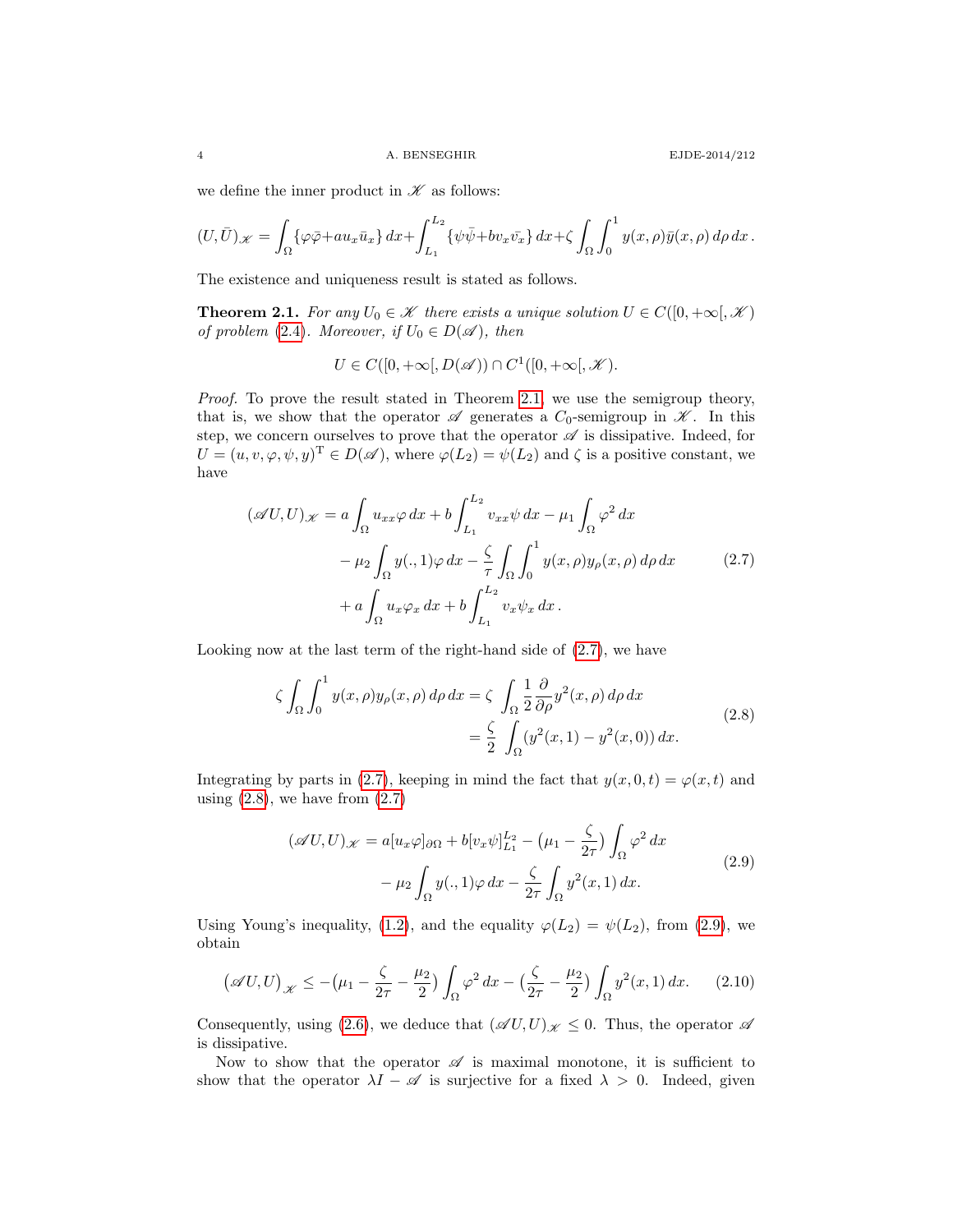we define the inner product in $\mathscr{K}$ as follows:

$$(U,\bar{U})_{\mathscr{K}} = \int_\Omega \{\varphi\bar{\varphi}+au_x\bar{u}_x\}\,dx+\int_{L_1}^{L_2}\{\psi\bar{\psi}+bv_x\bar{v_x}\}\,dx+\zeta\int_\Omega\int_0^1 y(x,\rho)\bar{y}(x,\rho)\,d\rho\,dx\,.$$

The existence and uniqueness result is stated as follows.

**Theorem 2.1.** *For any $U_0 \in \mathscr{K}$ there exists a unique solution $U \in C([0,+\infty[,\mathscr{K})$ of problem (2.4). Moreover, if $U_0 \in D(\mathscr{A})$, then*

$$U \in C([0,+\infty[,D(\mathscr{A})) \cap C^1([0,+\infty[,\mathscr{K}).$$

*Proof.* To prove the result stated in Theorem 2.1, we use the semigroup theory, that is, we show that the operator $\mathscr{A}$ generates a $C_0$-semigroup in $\mathscr{K}$. In this step, we concern ourselves to prove that the operator $\mathscr{A}$ is dissipative. Indeed, for $U=(u,v,\varphi,\psi,y)^{\mathrm{T}} \in D(\mathscr{A})$, where $\varphi(L_2)=\psi(L_2)$ and $\zeta$ is a positive constant, we have

$$\begin{aligned}(\mathscr{A}U,U)_{\mathscr{K}} &= a\int_\Omega u_{xx}\varphi\,dx + b\int_{L_1}^{L_2} v_{xx}\psi\,dx - \mu_1\int_\Omega \varphi^2\,dx\\ &\quad - \mu_2\int_\Omega y(.,1)\varphi\,dx - \frac{\zeta}{\tau}\int_\Omega\int_0^1 y(x,\rho)y_\rho(x,\rho)\,d\rho\,dx\\ &\quad + a\int_\Omega u_x\varphi_x\,dx + b\int_{L_1}^{L_2} v_x\psi_x\,dx\,.\end{aligned}\tag{2.7}$$

Looking now at the last term of the right-hand side of (2.7), we have

$$\begin{aligned}\zeta\int_\Omega\int_0^1 y(x,\rho)y_\rho(x,\rho)\,d\rho\,dx &= \zeta\int_\Omega \frac{1}{2}\frac{\partial}{\partial\rho}y^2(x,\rho)\,d\rho\,dx\\ &= \frac{\zeta}{2}\int_\Omega (y^2(x,1)-y^2(x,0))\,dx.\end{aligned}\tag{2.8}$$

Integrating by parts in (2.7), keeping in mind the fact that $y(x,0,t)=\varphi(x,t)$ and using (2.8), we have from (2.7)

$$\begin{aligned}(\mathscr{A}U,U)_{\mathscr{K}} &= a[u_x\varphi]_{\partial\Omega} + b[v_x\psi]_{L_1}^{L_2} - \big(\mu_1 - \frac{\zeta}{2\tau}\big)\int_\Omega \varphi^2\,dx\\ &\quad - \mu_2\int_\Omega y(.,1)\varphi\,dx - \frac{\zeta}{2\tau}\int_\Omega y^2(x,1)\,dx.\end{aligned}\tag{2.9}$$

Using Young's inequality, (1.2), and the equality $\varphi(L_2)=\psi(L_2)$, from (2.9), we obtain

$$\big(\mathscr{A}U,U\big)_{\mathscr{K}} \le -\big(\mu_1 - \frac{\zeta}{2\tau} - \frac{\mu_2}{2}\big)\int_\Omega \varphi^2\,dx - \big(\frac{\zeta}{2\tau} - \frac{\mu_2}{2}\big)\int_\Omega y^2(x,1)\,dx.\tag{2.10}$$

Consequently, using (2.6), we deduce that $(\mathscr{A}U,U)_{\mathscr{K}} \le 0$. Thus, the operator $\mathscr{A}$ is dissipative.

Now to show that the operator $\mathscr{A}$ is maximal monotone, it is sufficient to show that the operator $\lambda I - \mathscr{A}$ is surjective for a fixed $\lambda > 0$. Indeed, given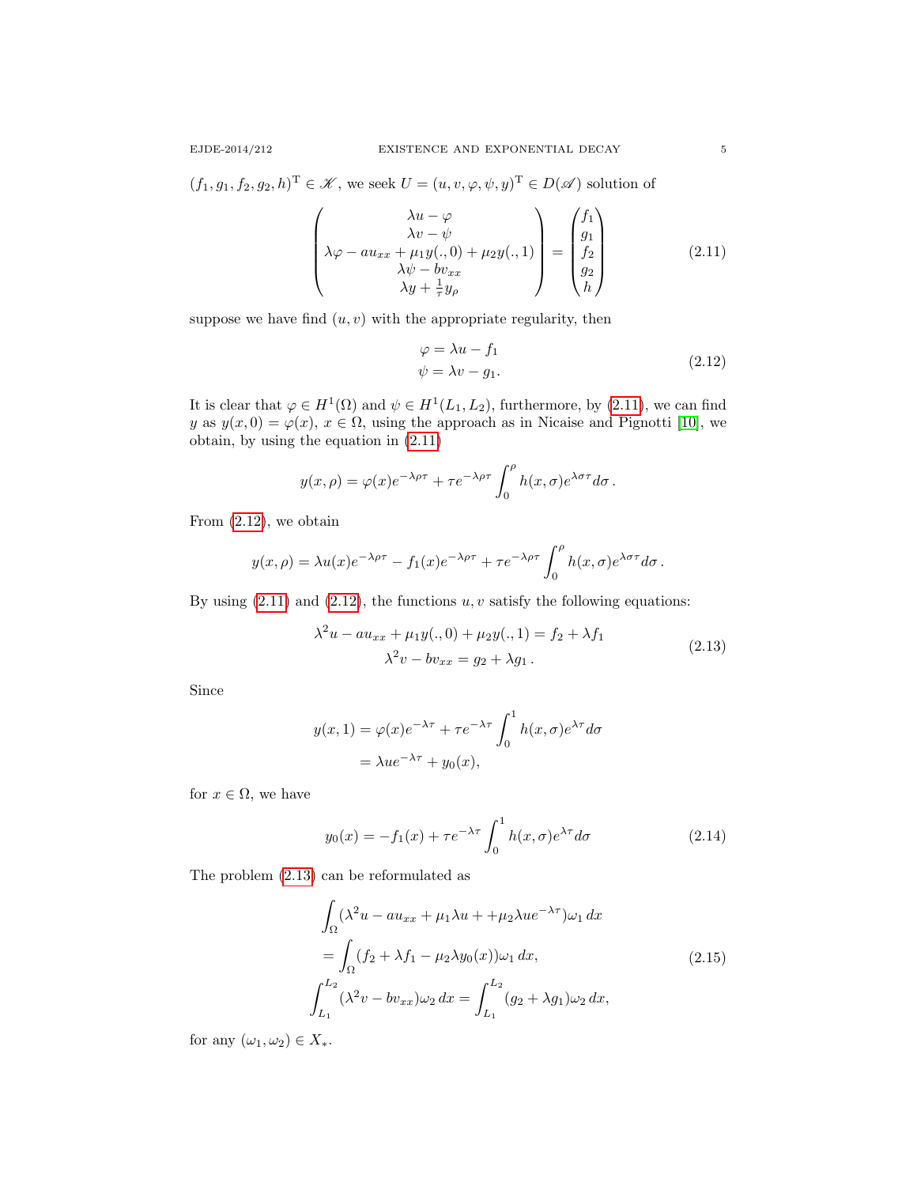$(f_1, g_1, f_2, g_2, h)^{\mathrm{T}} \in \mathscr{K}$, we seek $U = (u, v, \varphi, \psi, y)^{\mathrm{T}} \in D(\mathscr{A})$ solution of

$$
\begin{pmatrix} \lambda u - \varphi \\ \lambda v - \psi \\ \lambda \varphi - a u_{xx} + \mu_1 y(.,0) + \mu_2 y(.,1) \\ \lambda \psi - b v_{xx} \\ \lambda y + \frac{1}{\tau} y_\rho \end{pmatrix} = \begin{pmatrix} f_1 \\ g_1 \\ f_2 \\ g_2 \\ h \end{pmatrix} \tag{2.11}
$$

suppose we have find $(u, v)$ with the appropriate regularity, then

$$
\begin{gathered}
\varphi = \lambda u - f_1 \\
\psi = \lambda v - g_1.
\end{gathered} \tag{2.12}
$$

It is clear that $\varphi \in H^1(\Omega)$ and $\psi \in H^1(L_1, L_2)$, furthermore, by (2.11), we can find $y$ as $y(x, 0) = \varphi(x)$, $x \in \Omega$, using the approach as in Nicaise and Pignotti [10], we obtain, by using the equation in (2.11)

$$
y(x, \rho) = \varphi(x) e^{-\lambda\rho\tau} + \tau e^{-\lambda\rho\tau} \int_0^\rho h(x, \sigma) e^{\lambda\sigma\tau} d\sigma \,.
$$

From (2.12), we obtain

$$
y(x, \rho) = \lambda u(x) e^{-\lambda\rho\tau} - f_1(x) e^{-\lambda\rho\tau} + \tau e^{-\lambda\rho\tau} \int_0^\rho h(x, \sigma) e^{\lambda\sigma\tau} d\sigma \,.
$$

By using (2.11) and (2.12), the functions $u, v$ satisfy the following equations:

$$
\begin{gathered}
\lambda^2 u - a u_{xx} + \mu_1 y(.,0) + \mu_2 y(.,1) = f_2 + \lambda f_1 \\
\lambda^2 v - b v_{xx} = g_2 + \lambda g_1 \,.
\end{gathered} \tag{2.13}
$$

Since

$$
\begin{aligned}
y(x, 1) &= \varphi(x) e^{-\lambda\tau} + \tau e^{-\lambda\tau} \int_0^1 h(x, \sigma) e^{\lambda\tau} d\sigma \\
&= \lambda u e^{-\lambda\tau} + y_0(x),
\end{aligned}
$$

for $x \in \Omega$, we have

$$
y_0(x) = -f_1(x) + \tau e^{-\lambda\tau} \int_0^1 h(x, \sigma) e^{\lambda\tau} d\sigma \tag{2.14}
$$

The problem (2.13) can be reformulated as

$$
\begin{gathered}
\int_\Omega (\lambda^2 u - a u_{xx} + \mu_1 \lambda u + + \mu_2 \lambda u e^{-\lambda\tau}) \omega_1 \, dx \\
= \int_\Omega (f_2 + \lambda f_1 - \mu_2 \lambda y_0(x)) \omega_1 \, dx, \\
\int_{L_1}^{L_2} (\lambda^2 v - b v_{xx}) \omega_2 \, dx = \int_{L_1}^{L_2} (g_2 + \lambda g_1) \omega_2 \, dx,
\end{gathered} \tag{2.15}
$$

for any $(\omega_1, \omega_2) \in X_*$.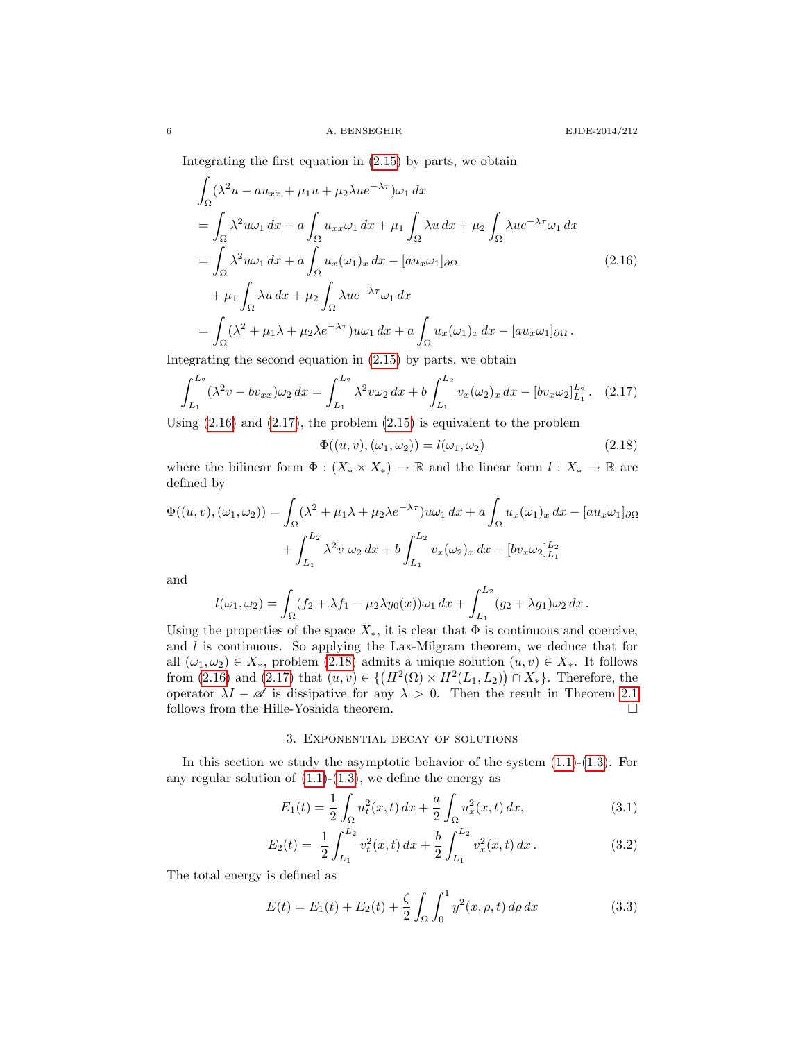Integrating the first equation in (2.15) by parts, we obtain

$$
\begin{aligned}
&\int_\Omega (\lambda^2 u - a u_{xx} + \mu_1 u + \mu_2 \lambda u e^{-\lambda\tau})\omega_1\,dx \\
&= \int_\Omega \lambda^2 u \omega_1\,dx - a\int_\Omega u_{xx}\omega_1\,dx + \mu_1\int_\Omega \lambda u\,dx + \mu_2\int_\Omega \lambda u e^{-\lambda\tau}\omega_1\,dx \\
&= \int_\Omega \lambda^2 u\omega_1\,dx + a\int_\Omega u_x(\omega_1)_x\,dx - [a u_x\omega_1]_{\partial\Omega} \\
&\quad + \mu_1\int_\Omega \lambda u\,dx + \mu_2\int_\Omega \lambda u e^{-\lambda\tau}\omega_1\,dx \\
&= \int_\Omega (\lambda^2 + \mu_1\lambda + \mu_2\lambda e^{-\lambda\tau})u\omega_1\,dx + a\int_\Omega u_x(\omega_1)_x\,dx - [a u_x\omega_1]_{\partial\Omega}\,.
\end{aligned}
\tag{2.16}
$$

Integrating the second equation in (2.15) by parts, we obtain

$$
\int_{L_1}^{L_2} (\lambda^2 v - b v_{xx})\omega_2\,dx = \int_{L_1}^{L_2} \lambda^2 v\omega_2\,dx + b\int_{L_1}^{L_2} v_x(\omega_2)_x\,dx - [b v_x\omega_2]_{L_1}^{L_2}\,. \tag{2.17}
$$

Using (2.16) and (2.17), the problem (2.15) is equivalent to the problem

$$
\Phi((u,v),(\omega_1,\omega_2)) = l(\omega_1,\omega_2) \tag{2.18}
$$

where the bilinear form $\Phi : (X_* \times X_*) \to \mathbb{R}$ and the linear form $l : X_* \to \mathbb{R}$ are defined by

$$
\begin{aligned}
\Phi((u,v),(\omega_1,\omega_2)) &= \int_\Omega (\lambda^2 + \mu_1\lambda + \mu_2\lambda e^{-\lambda\tau})u\omega_1\,dx + a\int_\Omega u_x(\omega_1)_x\,dx - [a u_x\omega_1]_{\partial\Omega} \\
&\quad + \int_{L_1}^{L_2} \lambda^2 v\ \omega_2\,dx + b\int_{L_1}^{L_2} v_x(\omega_2)_x\,dx - [b v_x\omega_2]_{L_1}^{L_2}
\end{aligned}
$$

and

$$
l(\omega_1,\omega_2) = \int_\Omega (f_2 + \lambda f_1 - \mu_2\lambda y_0(x))\omega_1\,dx + \int_{L_1}^{L_2} (g_2 + \lambda g_1)\omega_2\,dx\,.
$$

Using the properties of the space $X_*$, it is clear that $\Phi$ is continuous and coercive, and $l$ is continuous. So applying the Lax-Milgram theorem, we deduce that for all $(\omega_1,\omega_2) \in X_*$, problem (2.18) admits a unique solution $(u,v) \in X_*$. It follows from (2.16) and (2.17) that $(u,v) \in \{(H^2(\Omega) \times H^2(L_1,L_2)) \cap X_*\}$. Therefore, the operator $\lambda I - \mathscr{A}$ is dissipative for any $\lambda > 0$. Then the result in Theorem 2.1 follows from the Hille-Yoshida theorem. $\square$

## 3. Exponential decay of solutions

In this section we study the asymptotic behavior of the system (1.1)-(1.3). For any regular solution of (1.1)-(1.3), we define the energy as

$$
E_1(t) = \frac{1}{2}\int_\Omega u_t^2(x,t)\,dx + \frac{a}{2}\int_\Omega u_x^2(x,t)\,dx, \tag{3.1}
$$

$$
E_2(t) = \frac{1}{2}\int_{L_1}^{L_2} v_t^2(x,t)\,dx + \frac{b}{2}\int_{L_1}^{L_2} v_x^2(x,t)\,dx\,. \tag{3.2}
$$

The total energy is defined as

$$
E(t) = E_1(t) + E_2(t) + \frac{\zeta}{2}\int_\Omega\int_0^1 y^2(x,\rho,t)\,d\rho\,dx \tag{3.3}
$$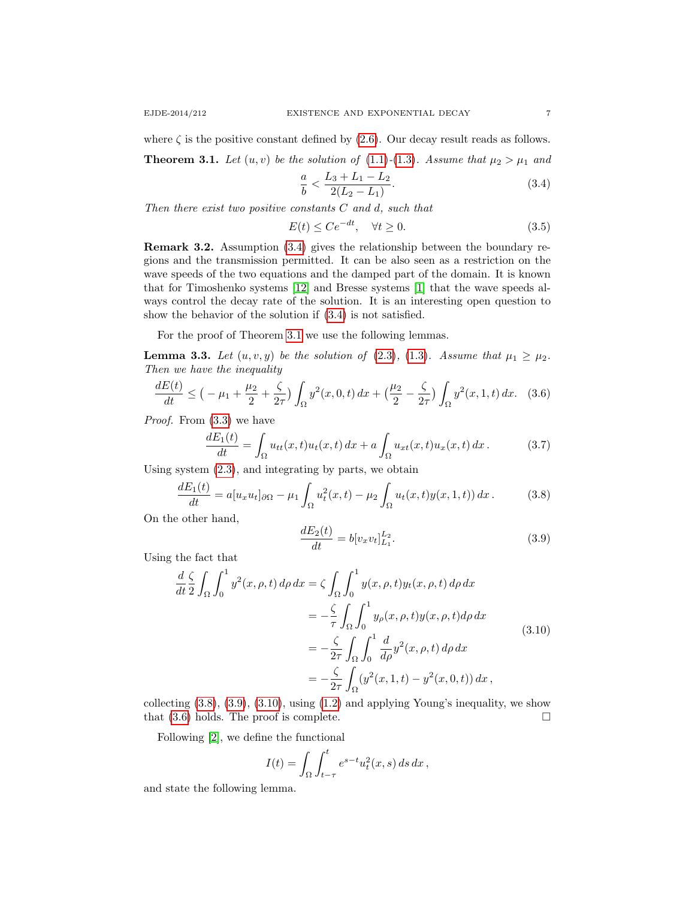where $\zeta$ is the positive constant defined by (2.6). Our decay result reads as follows.

**Theorem 3.1.** *Let $(u, v)$ be the solution of (1.1)-(1.3). Assume that $\mu_2 > \mu_1$ and*

$$\frac{a}{b} < \frac{L_3 + L_1 - L_2}{2(L_2 - L_1)}. \tag{3.4}$$

*Then there exist two positive constants $C$ and $d$, such that*

$$E(t) \leq Ce^{-dt}, \quad \forall t \geq 0. \tag{3.5}$$

**Remark 3.2.** Assumption (3.4) gives the relationship between the boundary regions and the transmission permitted. It can be also seen as a restriction on the wave speeds of the two equations and the damped part of the domain. It is known that for Timoshenko systems [12] and Bresse systems [1] that the wave speeds always control the decay rate of the solution. It is an interesting open question to show the behavior of the solution if (3.4) is not satisfied.

For the proof of Theorem 3.1 we use the following lemmas.

**Lemma 3.3.** *Let $(u, v, y)$ be the solution of (2.3), (1.3). Assume that $\mu_1 \geq \mu_2$. Then we have the inequality*

$$\frac{dE(t)}{dt} \leq \big(-\mu_1 + \frac{\mu_2}{2} + \frac{\zeta}{2\tau}\big)\int_\Omega y^2(x,0,t)\,dx + \big(\frac{\mu_2}{2} - \frac{\zeta}{2\tau}\big)\int_\Omega y^2(x,1,t)\,dx. \tag{3.6}$$

*Proof.* From (3.3) we have

$$\frac{dE_1(t)}{dt} = \int_\Omega u_{tt}(x,t)u_t(x,t)\,dx + a\int_\Omega u_{xt}(x,t)u_x(x,t)\,dx\,. \tag{3.7}$$

Using system (2.3), and integrating by parts, we obtain

$$\frac{dE_1(t)}{dt} = a[u_x u_t]_{\partial\Omega} - \mu_1\int_\Omega u_t^2(x,t) - \mu_2\int_\Omega u_t(x,t)y(x,1,t))\,dx\,. \tag{3.8}$$

On the other hand,

$$\frac{dE_2(t)}{dt} = b[v_x v_t]_{L_1}^{L_2}. \tag{3.9}$$

Using the fact that

$$\begin{aligned}
\frac{d}{dt}\frac{\zeta}{2}\int_\Omega\int_0^1 y^2(x,\rho,t)\,d\rho\,dx &= \zeta\int_\Omega\int_0^1 y(x,\rho,t)y_t(x,\rho,t)\,d\rho\,dx \\
&= -\frac{\zeta}{\tau}\int_\Omega\int_0^1 y_\rho(x,\rho,t)y(x,\rho,t)d\rho\,dx \\
&= -\frac{\zeta}{2\tau}\int_\Omega\int_0^1 \frac{d}{d\rho}y^2(x,\rho,t)\,d\rho\,dx \\
&= -\frac{\zeta}{2\tau}\int_\Omega (y^2(x,1,t) - y^2(x,0,t))\,dx\,,
\end{aligned} \tag{3.10}$$

collecting (3.8), (3.9), (3.10), using (1.2) and applying Young's inequality, we show that (3.6) holds. The proof is complete. $\square$

Following [2], we define the functional

$$I(t) = \int_\Omega\int_{t-\tau}^t e^{s-t}u_t^2(x,s)\,ds\,dx\,,$$

and state the following lemma.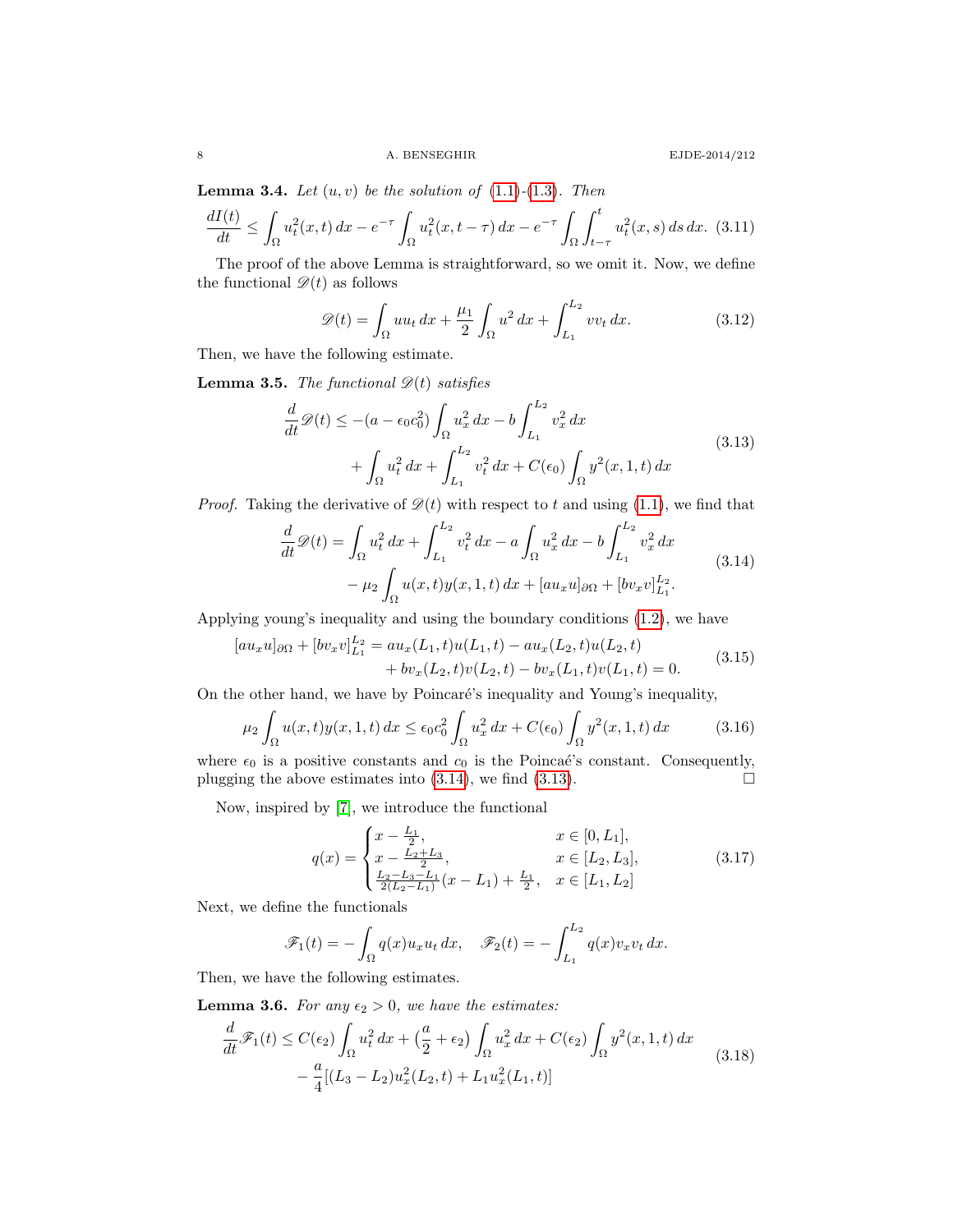**Lemma 3.4.** *Let $(u, v)$ be the solution of (1.1)-(1.3). Then*

$$\frac{dI(t)}{dt} \leq \int_\Omega u_t^2(x,t)\,dx - e^{-\tau}\int_\Omega u_t^2(x,t-\tau)\,dx - e^{-\tau}\int_\Omega\int_{t-\tau}^t u_t^2(x,s)\,ds\,dx. \quad (3.11)$$

The proof of the above Lemma is straightforward, so we omit it. Now, we define the functional $\mathscr{D}(t)$ as follows

$$\mathscr{D}(t) = \int_\Omega u u_t\,dx + \frac{\mu_1}{2}\int_\Omega u^2\,dx + \int_{L_1}^{L_2} v v_t\,dx. \quad (3.12)$$

Then, we have the following estimate.

**Lemma 3.5.** *The functional $\mathscr{D}(t)$ satisfies*

$$\begin{aligned}\frac{d}{dt}\mathscr{D}(t) \leq& -(a-\epsilon_0 c_0^2)\int_\Omega u_x^2\,dx - b\int_{L_1}^{L_2} v_x^2\,dx \\ &+ \int_\Omega u_t^2\,dx + \int_{L_1}^{L_2} v_t^2\,dx + C(\epsilon_0)\int_\Omega y^2(x,1,t)\,dx\end{aligned} \quad (3.13)$$

*Proof.* Taking the derivative of $\mathscr{D}(t)$ with respect to $t$ and using (1.1), we find that

$$\begin{aligned}\frac{d}{dt}\mathscr{D}(t) =& \int_\Omega u_t^2\,dx + \int_{L_1}^{L_2} v_t^2\,dx - a\int_\Omega u_x^2\,dx - b\int_{L_1}^{L_2} v_x^2\,dx \\ &- \mu_2\int_\Omega u(x,t)y(x,1,t)\,dx + [a u_x u]_{\partial\Omega} + [b v_x v]_{L_1}^{L_2}.\end{aligned} \quad (3.14)$$

Applying young's inequality and using the boundary conditions (1.2), we have

$$\begin{aligned}[a u_x u]_{\partial\Omega} + [b v_x v]_{L_1}^{L_2} =& a u_x(L_1,t)u(L_1,t) - a u_x(L_2,t)u(L_2,t) \\ &+ b v_x(L_2,t)v(L_2,t) - b v_x(L_1,t)v(L_1,t) = 0.\end{aligned} \quad (3.15)$$

On the other hand, we have by Poincaré's inequality and Young's inequality,

$$\mu_2\int_\Omega u(x,t)y(x,1,t)\,dx \leq \epsilon_0 c_0^2\int_\Omega u_x^2\,dx + C(\epsilon_0)\int_\Omega y^2(x,1,t)\,dx \quad (3.16)$$

where $\epsilon_0$ is a positive constants and $c_0$ is the Poincaé's constant. Consequently, plugging the above estimates into (3.14), we find (3.13). $\square$

Now, inspired by [7], we introduce the functional

$$q(x) = \begin{cases} x - \frac{L_1}{2}, & x \in [0, L_1], \\ x - \frac{L_2+L_3}{2}, & x \in [L_2, L_3], \\ \frac{L_2-L_3-L_1}{2(L_2-L_1)}(x-L_1) + \frac{L_1}{2}, & x \in [L_1, L_2] \end{cases} \quad (3.17)$$

Next, we define the functionals

$$\mathscr{F}_1(t) = -\int_\Omega q(x)u_x u_t\,dx, \quad \mathscr{F}_2(t) = -\int_{L_1}^{L_2} q(x)v_x v_t\,dx.$$

Then, we have the following estimates.

**Lemma 3.6.** *For any $\epsilon_2 > 0$, we have the estimates:*

$$\begin{aligned}\frac{d}{dt}\mathscr{F}_1(t) \leq& C(\epsilon_2)\int_\Omega u_t^2\,dx + \big(\frac{a}{2}+\epsilon_2\big)\int_\Omega u_x^2\,dx + C(\epsilon_2)\int_\Omega y^2(x,1,t)\,dx \\ &- \frac{a}{4}[(L_3-L_2)u_x^2(L_2,t) + L_1 u_x^2(L_1,t)]\end{aligned} \quad (3.18)$$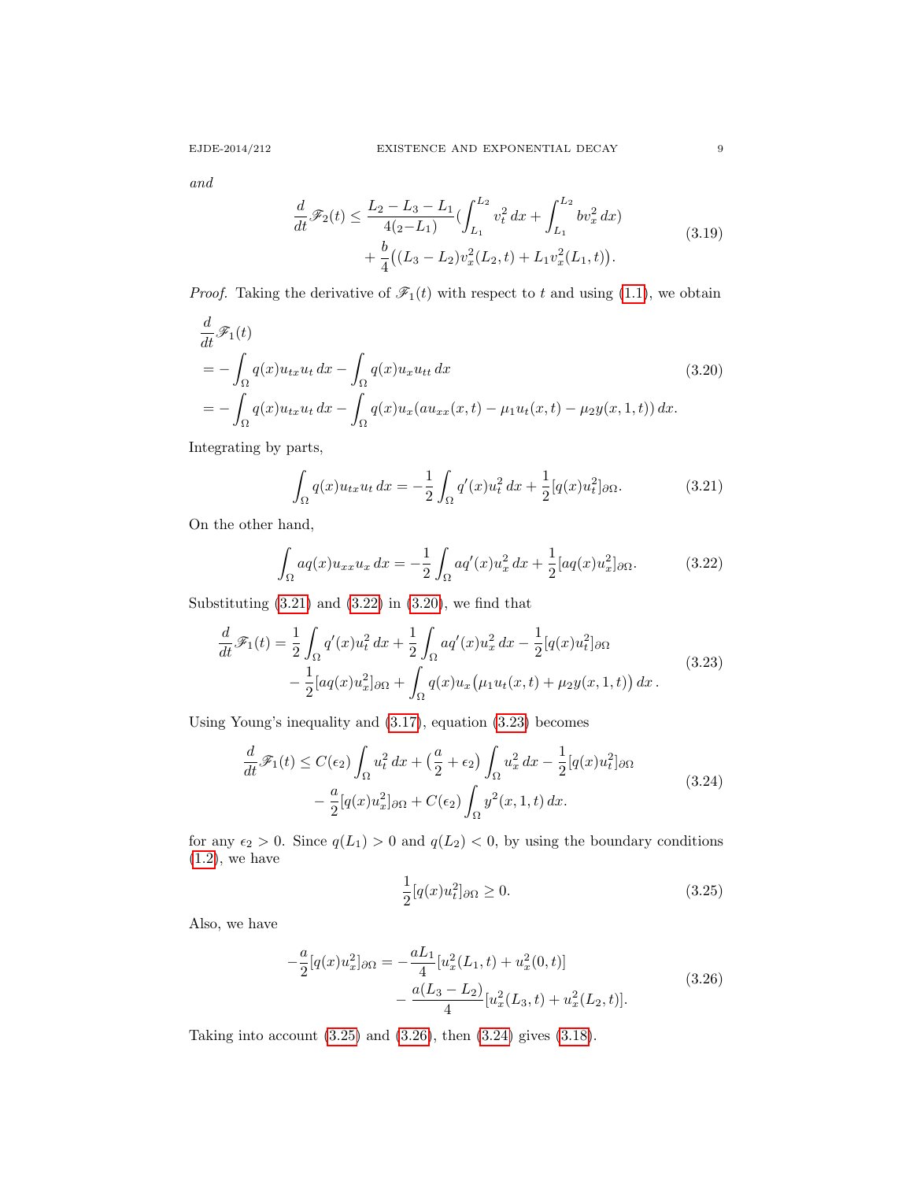*and*

$$
\begin{aligned}
\frac{d}{dt}\mathscr{F}_2(t) \le \frac{L_2-L_3-L_1}{4(2-L_1)}\Big(\int_{L_1}^{L_2} v_t^2\,dx + \int_{L_1}^{L_2} bv_x^2\,dx\Big) \\
+ \frac{b}{4}\big((L_3-L_2)v_x^2(L_2,t) + L_1 v_x^2(L_1,t)\big).
\end{aligned}
\tag{3.19}
$$

*Proof.* Taking the derivative of $\mathscr{F}_1(t)$ with respect to $t$ and using (1.1), we obtain

$$
\begin{aligned}
&\frac{d}{dt}\mathscr{F}_1(t) \\
&= -\int_\Omega q(x)u_{tx}u_t\,dx - \int_\Omega q(x)u_x u_{tt}\,dx \\
&= -\int_\Omega q(x)u_{tx}u_t\,dx - \int_\Omega q(x)u_x(au_{xx}(x,t) - \mu_1 u_t(x,t) - \mu_2 y(x,1,t))\,dx.
\end{aligned}
\tag{3.20}
$$

Integrating by parts,

$$
\int_\Omega q(x)u_{tx}u_t\,dx = -\frac{1}{2}\int_\Omega q'(x)u_t^2\,dx + \frac{1}{2}[q(x)u_t^2]_{\partial\Omega}. \tag{3.21}
$$

On the other hand,

$$
\int_\Omega aq(x)u_{xx}u_x\,dx = -\frac{1}{2}\int_\Omega aq'(x)u_x^2\,dx + \frac{1}{2}[aq(x)u_x^2]_{\partial\Omega}. \tag{3.22}
$$

Substituting (3.21) and (3.22) in (3.20), we find that

$$
\begin{aligned}
\frac{d}{dt}\mathscr{F}_1(t) = \frac{1}{2}\int_\Omega q'(x)u_t^2\,dx + \frac{1}{2}\int_\Omega aq'(x)u_x^2\,dx - \frac{1}{2}[q(x)u_t^2]_{\partial\Omega} \\
- \frac{1}{2}[aq(x)u_x^2]_{\partial\Omega} + \int_\Omega q(x)u_x\big(\mu_1 u_t(x,t) + \mu_2 y(x,1,t)\big)\,dx\,.
\end{aligned}
\tag{3.23}
$$

Using Young's inequality and (3.17), equation (3.23) becomes

$$
\begin{aligned}
\frac{d}{dt}\mathscr{F}_1(t) \le C(\epsilon_2)\int_\Omega u_t^2\,dx + \big(\frac{a}{2} + \epsilon_2\big)\int_\Omega u_x^2\,dx - \frac{1}{2}[q(x)u_t^2]_{\partial\Omega} \\
- \frac{a}{2}[q(x)u_x^2]_{\partial\Omega} + C(\epsilon_2)\int_\Omega y^2(x,1,t)\,dx.
\end{aligned}
\tag{3.24}
$$

for any $\epsilon_2 > 0$. Since $q(L_1) > 0$ and $q(L_2) < 0$, by using the boundary conditions (1.2), we have

$$
\frac{1}{2}[q(x)u_t^2]_{\partial\Omega} \ge 0. \tag{3.25}
$$

Also, we have

$$
\begin{aligned}
-\frac{a}{2}[q(x)u_x^2]_{\partial\Omega} = -\frac{aL_1}{4}[u_x^2(L_1,t) + u_x^2(0,t)] \\
- \frac{a(L_3-L_2)}{4}[u_x^2(L_3,t) + u_x^2(L_2,t)].
\end{aligned}
\tag{3.26}
$$

Taking into account (3.25) and (3.26), then (3.24) gives (3.18).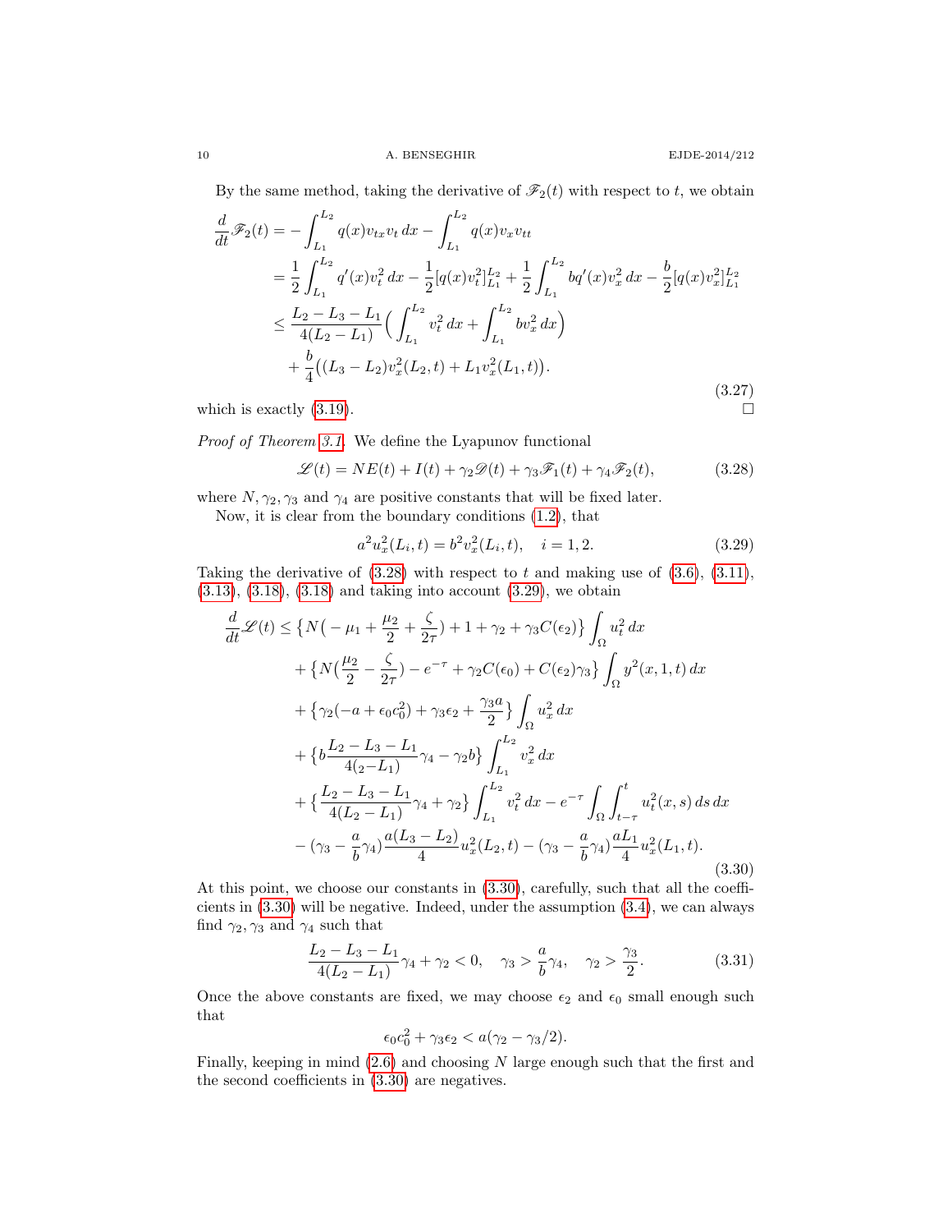By the same method, taking the derivative of $\mathscr{F}_2(t)$ with respect to $t$, we obtain

$$
\begin{aligned}
\frac{d}{dt}\mathscr{F}_2(t) &= -\int_{L_1}^{L_2} q(x)v_{tx}v_t\,dx - \int_{L_1}^{L_2} q(x)v_x v_{tt} \\
&= \frac{1}{2}\int_{L_1}^{L_2} q'(x)v_t^2\,dx - \frac{1}{2}[q(x)v_t^2]_{L_1}^{L_2} + \frac{1}{2}\int_{L_1}^{L_2} bq'(x)v_x^2\,dx - \frac{b}{2}[q(x)v_x^2]_{L_1}^{L_2} \\
&\le \frac{L_2-L_3-L_1}{4(L_2-L_1)}\Big(\int_{L_1}^{L_2} v_t^2\,dx + \int_{L_1}^{L_2} bv_x^2\,dx\Big) \\
&\quad + \frac{b}{4}\big((L_3-L_2)v_x^2(L_2,t) + L_1 v_x^2(L_1,t)\big).
\end{aligned}
\tag{3.27}
$$

which is exactly (3.19). $\square$

*Proof of Theorem 3.1.* We define the Lyapunov functional

$$
\mathscr{L}(t) = NE(t) + I(t) + \gamma_2\mathscr{D}(t) + \gamma_3\mathscr{F}_1(t) + \gamma_4\mathscr{F}_2(t), \tag{3.28}
$$

where $N, \gamma_2, \gamma_3$ and $\gamma_4$ are positive constants that will be fixed later.

Now, it is clear from the boundary conditions (1.2), that

$$
a^2u_x^2(L_i,t) = b^2v_x^2(L_i,t), \quad i = 1,2. \tag{3.29}
$$

Taking the derivative of (3.28) with respect to $t$ and making use of (3.6), (3.11), (3.13), (3.18), (3.18) and taking into account (3.29), we obtain

$$
\begin{aligned}
\frac{d}{dt}\mathscr{L}(t) &\le \big\{N\big(-\mu_1 + \frac{\mu_2}{2} + \frac{\zeta}{2\tau}\big) + 1 + \gamma_2 + \gamma_3 C(\epsilon_2)\big\}\int_\Omega u_t^2\,dx \\
&\quad + \big\{N\big(\frac{\mu_2}{2} - \frac{\zeta}{2\tau}\big) - e^{-\tau} + \gamma_2 C(\epsilon_0) + C(\epsilon_2)\gamma_3\big\}\int_\Omega y^2(x,1,t)\,dx \\
&\quad + \big\{\gamma_2(-a + \epsilon_0 c_0^2) + \gamma_3\epsilon_2 + \frac{\gamma_3 a}{2}\big\}\int_\Omega u_x^2\,dx \\
&\quad + \big\{b\frac{L_2-L_3-L_1}{4(_2-L_1)}\gamma_4 - \gamma_2 b\big\}\int_{L_1}^{L_2} v_x^2\,dx \\
&\quad + \big\{\frac{L_2-L_3-L_1}{4(L_2-L_1)}\gamma_4 + \gamma_2\big\}\int_{L_1}^{L_2} v_t^2\,dx - e^{-\tau}\int_\Omega\int_{t-\tau}^t u_t^2(x,s)\,ds\,dx \\
&\quad - (\gamma_3 - \frac{a}{b}\gamma_4)\frac{a(L_3-L_2)}{4}u_x^2(L_2,t) - (\gamma_3 - \frac{a}{b}\gamma_4)\frac{aL_1}{4}u_x^2(L_1,t).
\end{aligned}
\tag{3.30}
$$

At this point, we choose our constants in (3.30), carefully, such that all the coefficients in (3.30) will be negative. Indeed, under the assumption (3.4), we can always find $\gamma_2, \gamma_3$ and $\gamma_4$ such that

$$
\frac{L_2-L_3-L_1}{4(L_2-L_1)}\gamma_4 + \gamma_2 < 0, \quad \gamma_3 > \frac{a}{b}\gamma_4, \quad \gamma_2 > \frac{\gamma_3}{2}. \tag{3.31}
$$

Once the above constants are fixed, we may choose $\epsilon_2$ and $\epsilon_0$ small enough such that

$$
\epsilon_0 c_0^2 + \gamma_3\epsilon_2 < a(\gamma_2 - \gamma_3/2).
$$

Finally, keeping in mind (2.6) and choosing $N$ large enough such that the first and the second coefficients in (3.30) are negatives.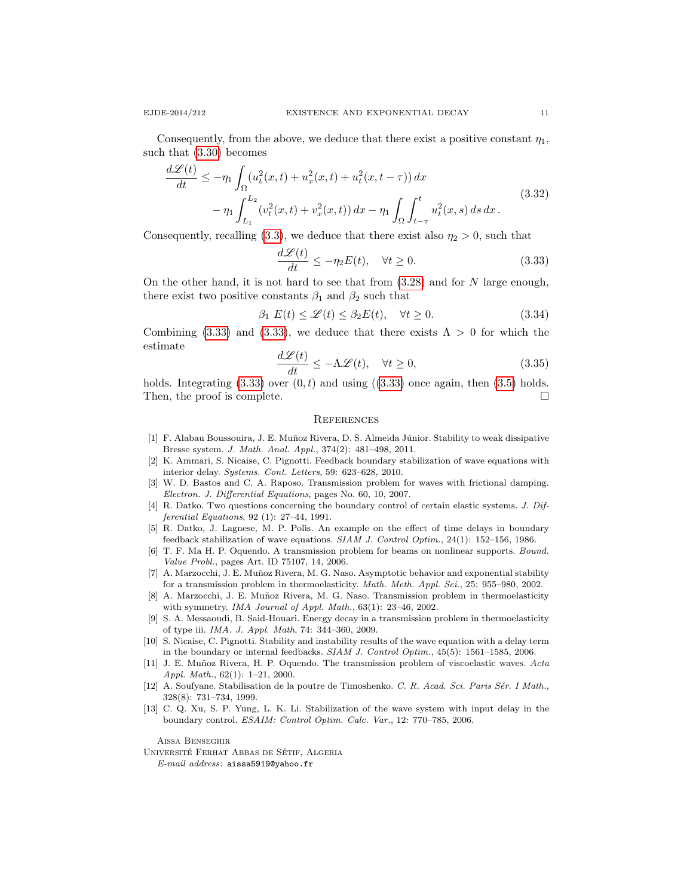Consequently, from the above, we deduce that there exist a positive constant $\eta_1$, such that (3.30) becomes

$$
\begin{aligned}
\frac{d\mathscr{L}(t)}{dt} &\le -\eta_1 \int_\Omega (u_t^2(x,t) + u_x^2(x,t) + u_t^2(x,t-\tau))\,dx \\
&\quad - \eta_1 \int_{L_1}^{L_2} (v_t^2(x,t) + v_x^2(x,t))\,dx - \eta_1 \int_\Omega \int_{t-\tau}^{t} u_t^2(x,s)\,ds\,dx\,.
\end{aligned}
\tag{3.32}
$$

Consequently, recalling (3.3), we deduce that there exist also $\eta_2 > 0$, such that

$$
\frac{d\mathscr{L}(t)}{dt} \le -\eta_2 E(t), \quad \forall t \ge 0. \tag{3.33}
$$

On the other hand, it is not hard to see that from (3.28) and for $N$ large enough, there exist two positive constants $\beta_1$ and $\beta_2$ such that

$$
\beta_1\; E(t) \le \mathscr{L}(t) \le \beta_2 E(t), \quad \forall t \ge 0. \tag{3.34}
$$

Combining (3.33) and (3.33), we deduce that there exists $\Lambda > 0$ for which the estimate

$$
\frac{d\mathscr{L}(t)}{dt} \le -\Lambda \mathscr{L}(t), \quad \forall t \ge 0, \tag{3.35}
$$

holds. Integrating (3.33) over $(0,t)$ and using ((3.33) once again, then (3.5) holds. Then, the proof is complete. □

## References

[1] F. Alabau Boussouira, J. E. Muñoz Rivera, D. S. Almeida Júnior. Stability to weak dissipative Bresse system. *J. Math. Anal. Appl.*, 374(2): 481–498, 2011.

[2] K. Ammari, S. Nicaise, C. Pignotti. Feedback boundary stabilization of wave equations with interior delay. *Systems. Cont. Letters*, 59: 623–628, 2010.

[3] W. D. Bastos and C. A. Raposo. Transmission problem for waves with frictional damping. *Electron. J. Differential Equations*, pages No. 60, 10, 2007.

[4] R. Datko. Two questions concerning the boundary control of certain elastic systems. *J. Differential Equations*, 92 (1): 27–44, 1991.

[5] R. Datko, J. Lagnese, M. P. Polis. An example on the effect of time delays in boundary feedback stabilization of wave equations. *SIAM J. Control Optim.*, 24(1): 152–156, 1986.

[6] T. F. Ma H. P. Oquendo. A transmission problem for beams on nonlinear supports. *Bound. Value Probl.*, pages Art. ID 75107, 14, 2006.

[7] A. Marzocchi, J. E. Muñoz Rivera, M. G. Naso. Asymptotic behavior and exponential stability for a transmission problem in thermoelasticity. *Math. Meth. Appl. Sci.*, 25: 955–980, 2002.

[8] A. Marzocchi, J. E. Muñoz Rivera, M. G. Naso. Transmission problem in thermoelasticity with symmetry. *IMA Journal of Appl. Math.*, 63(1): 23–46, 2002.

[9] S. A. Messaoudi, B. Said-Houari. Energy decay in a transmission problem in thermoelasticity of type iii. *IMA. J. Appl. Math*, 74: 344–360, 2009.

[10] S. Nicaise, C. Pignotti. Stability and instability results of the wave equation with a delay term in the boundary or internal feedbacks. *SIAM J. Control Optim.*, 45(5): 1561–1585, 2006.

[11] J. E. Muñoz Rivera, H. P. Oquendo. The transmission problem of viscoelastic waves. *Acta Appl. Math.*, 62(1): 1–21, 2000.

[12] A. Soufyane. Stabilisation de la poutre de Timoshenko. *C. R. Acad. Sci. Paris Sér. I Math.*, 328(8): 731–734, 1999.

[13] C. Q. Xu, S. P. Yung, L. K. Li. Stabilization of the wave system with input delay in the boundary control. *ESAIM: Control Optim. Calc. Var.*, 12: 770–785, 2006.

Aissa Benseghir
Université Ferhat Abbas de Sétif, Algeria
*E-mail address*: aissa5919@yahoo.fr